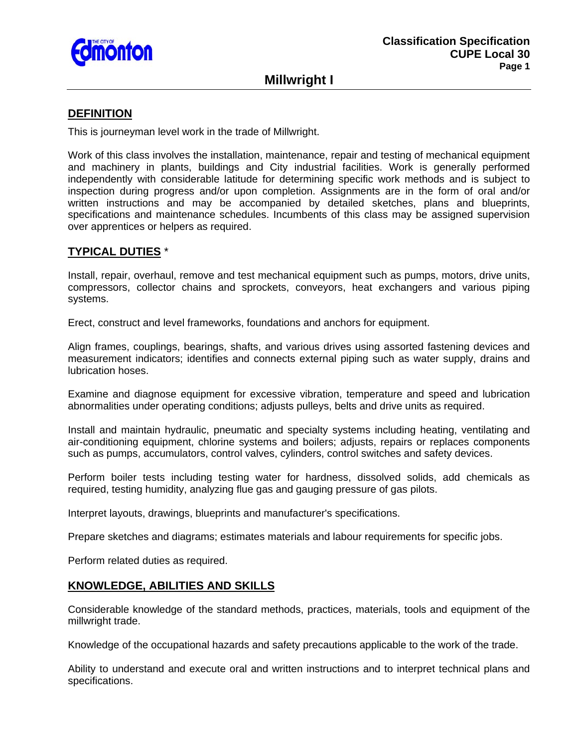# Millwright I

## DEFINITION

This is journeyman level work in the trade of Millwright.

Work of this class involves the installation, maintenance, repair and testing of mechanical equipment and machinery in plants, buildings and City industrial facilities. Work is generally performed independently with considerable latitude for determining specific work methods and is subject to inspection during progress and/or upon completion. Assignments are in the form of oral and/or written instructions and may be accompanied by detailed sketches, plans and blueprints, specifications and maintenance schedules. Incumbents of this class may be assigned supervision over apprentices or helpers as required.

## TYPICAL DUTIES *

Install, repair, overhaul, remove and test mechanical equipment such as pumps, motors, drive units, compressors, collector chains and sprockets, conveyors, heat exchangers and various piping systems.

Erect, construct and level frameworks, foundations and anchors for equipment.

Align frames, couplings, bearings, shafts, and various drives using assorted fastening devices and measurement indicators; identifies and connects external piping such as water supply, drains and lubrication hoses.

Examine and diagnose equipment for excessive vibration, temperature and speed and lubrication abnormalities under operating conditions; adjusts pulleys, belts and drive units as required.

Install and maintain hydraulic, pneumatic and specialty systems including heating, ventilating and air-conditioning equipment, chlorine systems and boilers; adjusts, repairs or replaces components such as pumps, accumulators, control valves, cylinders, control switches and safety devices.

Perform boiler tests including testing water for hardness, dissolved solids, add chemicals as required, testing humidity, analyzing flue gas and gauging pressure of gas pilots.

Interpret layouts, drawings, blueprints and manufacturer's specifications.

Prepare sketches and diagrams; estimates materials and labour requirements for specific jobs.

Perform related duties as required.

## KNOWLEDGE, ABILITIES AND SKILLS

Considerable knowledge of the standard methods, practices, materials, tools and equipment of the millwright trade.

Knowledge of the occupational hazards and safety precautions applicable to the work of the trade.

Ability to understand and execute oral and written instructions and to interpret technical plans and specifications.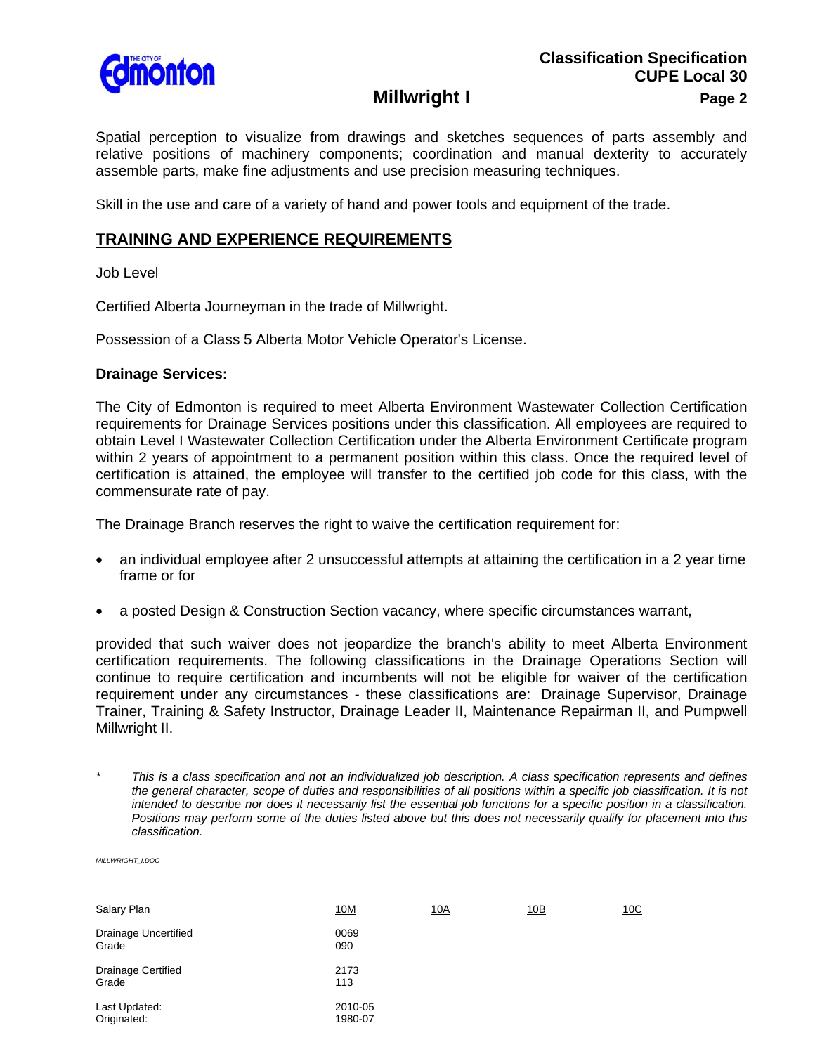Spatial perception to visualize from drawings and sketches sequences of parts assembly and relative positions of machinery components; coordination and manual dexterity to accurately assemble parts, make fine adjustments and use precision measuring techniques.

Skill in the use and care of a variety of hand and power tools and equipment of the trade.

## TRAINING AND EXPERIENCE REQUIREMENTS

Job Level

Certified Alberta Journeyman in the trade of Millwright.

Possession of a Class 5 Alberta Motor Vehicle Operator's License.

**Drainage Services:**

The City of Edmonton is required to meet Alberta Environment Wastewater Collection Certification requirements for Drainage Services positions under this classification. All employees are required to obtain Level I Wastewater Collection Certification under the Alberta Environment Certificate program within 2 years of appointment to a permanent position within this class. Once the required level of certification is attained, the employee will transfer to the certified job code for this class, with the commensurate rate of pay.

The Drainage Branch reserves the right to waive the certification requirement for:

- an individual employee after 2 unsuccessful attempts at attaining the certification in a 2 year time frame or for
- a posted Design & Construction Section vacancy, where specific circumstances warrant,

provided that such waiver does not jeopardize the branch's ability to meet Alberta Environment certification requirements. The following classifications in the Drainage Operations Section will continue to require certification and incumbents will not be eligible for waiver of the certification requirement under any circumstances - these classifications are: Drainage Supervisor, Drainage Trainer, Training & Safety Instructor, Drainage Leader II, Maintenance Repairman II, and Pumpwell Millwright II.

\* *This is a class specification and not an individualized job description. A class specification represents and defines the general character, scope of duties and responsibilities of all positions within a specific job classification. It is not intended to describe nor does it necessarily list the essential job functions for a specific position in a classification. Positions may perform some of the duties listed above but this does not necessarily qualify for placement into this classification.*

*MILLWRIGHT_I.DOC*

| Salary Plan | 10M | 10A | 10B | 10C |
|---|---|---|---|---|
| Drainage Uncertified<br>Grade | 0069<br>090 | | | |
| Drainage Certified<br>Grade | 2173<br>113 | | | |
| Last Updated:<br>Originated: | 2010-05<br>1980-07 | | | |